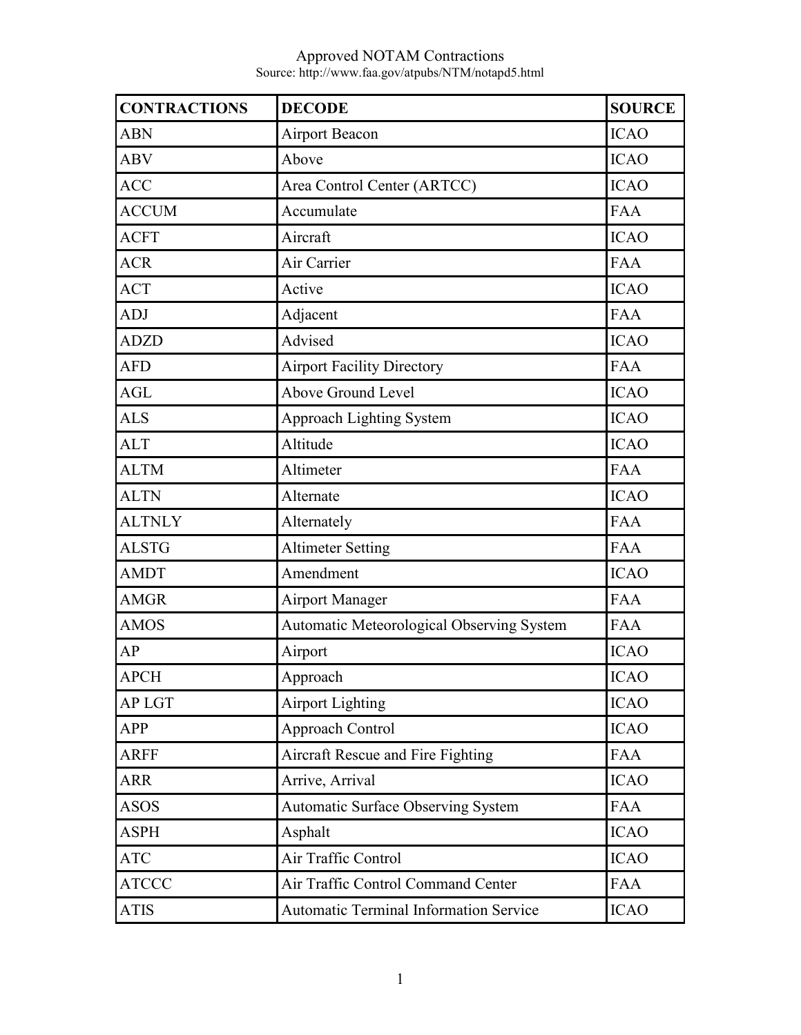# Approved NOTAM Contractions

Source: http://www.faa.gov/atpubs/NTM/notapd5.html

| CONTRACTIONS | DECODE | SOURCE |
|---|---|---|
| ABN | Airport Beacon | ICAO |
| ABV | Above | ICAO |
| ACC | Area Control Center (ARTCC) | ICAO |
| ACCUM | Accumulate | FAA |
| ACFT | Aircraft | ICAO |
| ACR | Air Carrier | FAA |
| ACT | Active | ICAO |
| ADJ | Adjacent | FAA |
| ADZD | Advised | ICAO |
| AFD | Airport Facility Directory | FAA |
| AGL | Above Ground Level | ICAO |
| ALS | Approach Lighting System | ICAO |
| ALT | Altitude | ICAO |
| ALTM | Altimeter | FAA |
| ALTN | Alternate | ICAO |
| ALTNLY | Alternately | FAA |
| ALSTG | Altimeter Setting | FAA |
| AMDT | Amendment | ICAO |
| AMGR | Airport Manager | FAA |
| AMOS | Automatic Meteorological Observing System | FAA |
| AP | Airport | ICAO |
| APCH | Approach | ICAO |
| AP LGT | Airport Lighting | ICAO |
| APP | Approach Control | ICAO |
| ARFF | Aircraft Rescue and Fire Fighting | FAA |
| ARR | Arrive, Arrival | ICAO |
| ASOS | Automatic Surface Observing System | FAA |
| ASPH | Asphalt | ICAO |
| ATC | Air Traffic Control | ICAO |
| ATCCC | Air Traffic Control Command Center | FAA |
| ATIS | Automatic Terminal Information Service | ICAO |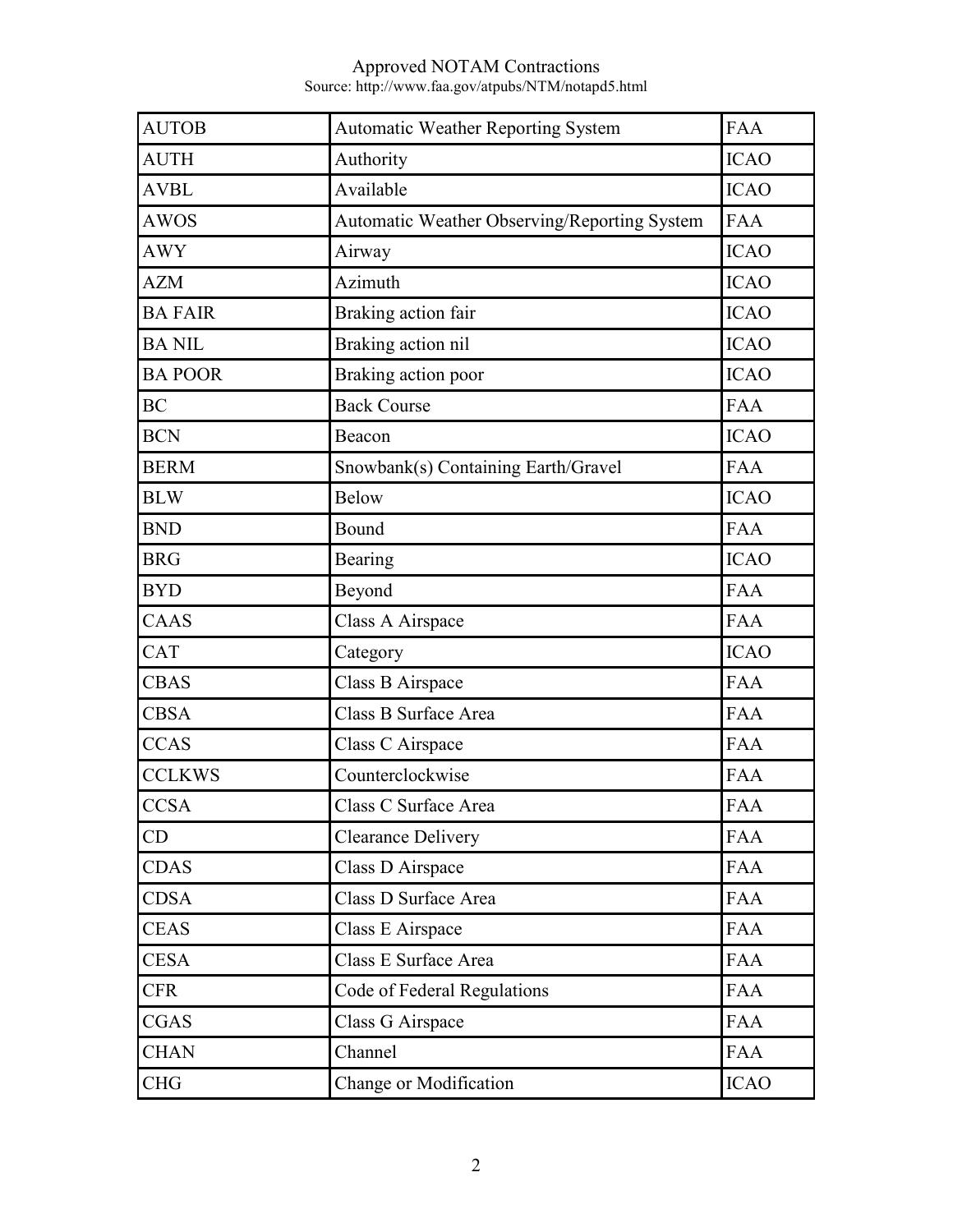| AUTOB | Automatic Weather Reporting System | FAA |
| --- | --- | --- |
| AUTH | Authority | ICAO |
| AVBL | Available | ICAO |
| AWOS | Automatic Weather Observing/Reporting System | FAA |
| AWY | Airway | ICAO |
| AZM | Azimuth | ICAO |
| BA FAIR | Braking action fair | ICAO |
| BA NIL | Braking action nil | ICAO |
| BA POOR | Braking action poor | ICAO |
| BC | Back Course | FAA |
| BCN | Beacon | ICAO |
| BERM | Snowbank(s) Containing Earth/Gravel | FAA |
| BLW | Below | ICAO |
| BND | Bound | FAA |
| BRG | Bearing | ICAO |
| BYD | Beyond | FAA |
| CAAS | Class A Airspace | FAA |
| CAT | Category | ICAO |
| CBAS | Class B Airspace | FAA |
| CBSA | Class B Surface Area | FAA |
| CCAS | Class C Airspace | FAA |
| CCLKWS | Counterclockwise | FAA |
| CCSA | Class C Surface Area | FAA |
| CD | Clearance Delivery | FAA |
| CDAS | Class D Airspace | FAA |
| CDSA | Class D Surface Area | FAA |
| CEAS | Class E Airspace | FAA |
| CESA | Class E Surface Area | FAA |
| CFR | Code of Federal Regulations | FAA |
| CGAS | Class G Airspace | FAA |
| CHAN | Channel | FAA |
| CHG | Change or Modification | ICAO |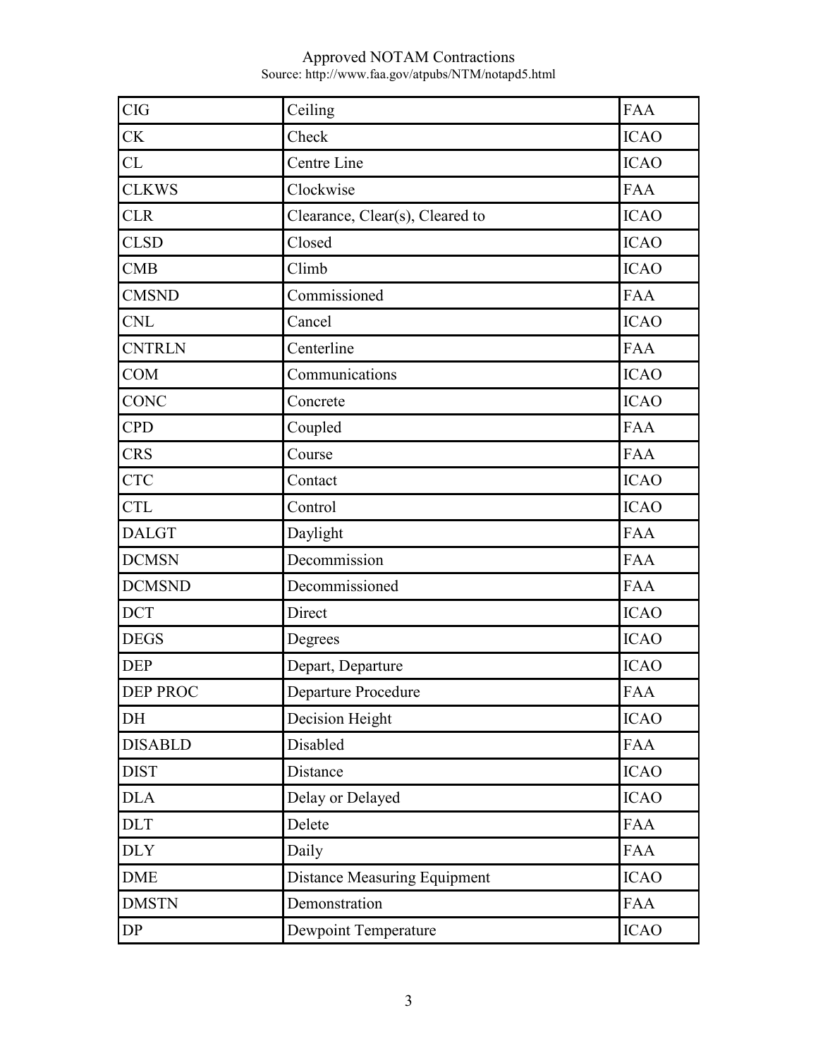| CIG | Ceiling | FAA |
|---|---|---|
| CK | Check | ICAO |
| CL | Centre Line | ICAO |
| CLKWS | Clockwise | FAA |
| CLR | Clearance, Clear(s), Cleared to | ICAO |
| CLSD | Closed | ICAO |
| CMB | Climb | ICAO |
| CMSND | Commissioned | FAA |
| CNL | Cancel | ICAO |
| CNTRLN | Centerline | FAA |
| COM | Communications | ICAO |
| CONC | Concrete | ICAO |
| CPD | Coupled | FAA |
| CRS | Course | FAA |
| CTC | Contact | ICAO |
| CTL | Control | ICAO |
| DALGT | Daylight | FAA |
| DCMSN | Decommission | FAA |
| DCMSND | Decommissioned | FAA |
| DCT | Direct | ICAO |
| DEGS | Degrees | ICAO |
| DEP | Depart, Departure | ICAO |
| DEP PROC | Departure Procedure | FAA |
| DH | Decision Height | ICAO |
| DISABLD | Disabled | FAA |
| DIST | Distance | ICAO |
| DLA | Delay or Delayed | ICAO |
| DLT | Delete | FAA |
| DLY | Daily | FAA |
| DME | Distance Measuring Equipment | ICAO |
| DMSTN | Demonstration | FAA |
| DP | Dewpoint Temperature | ICAO |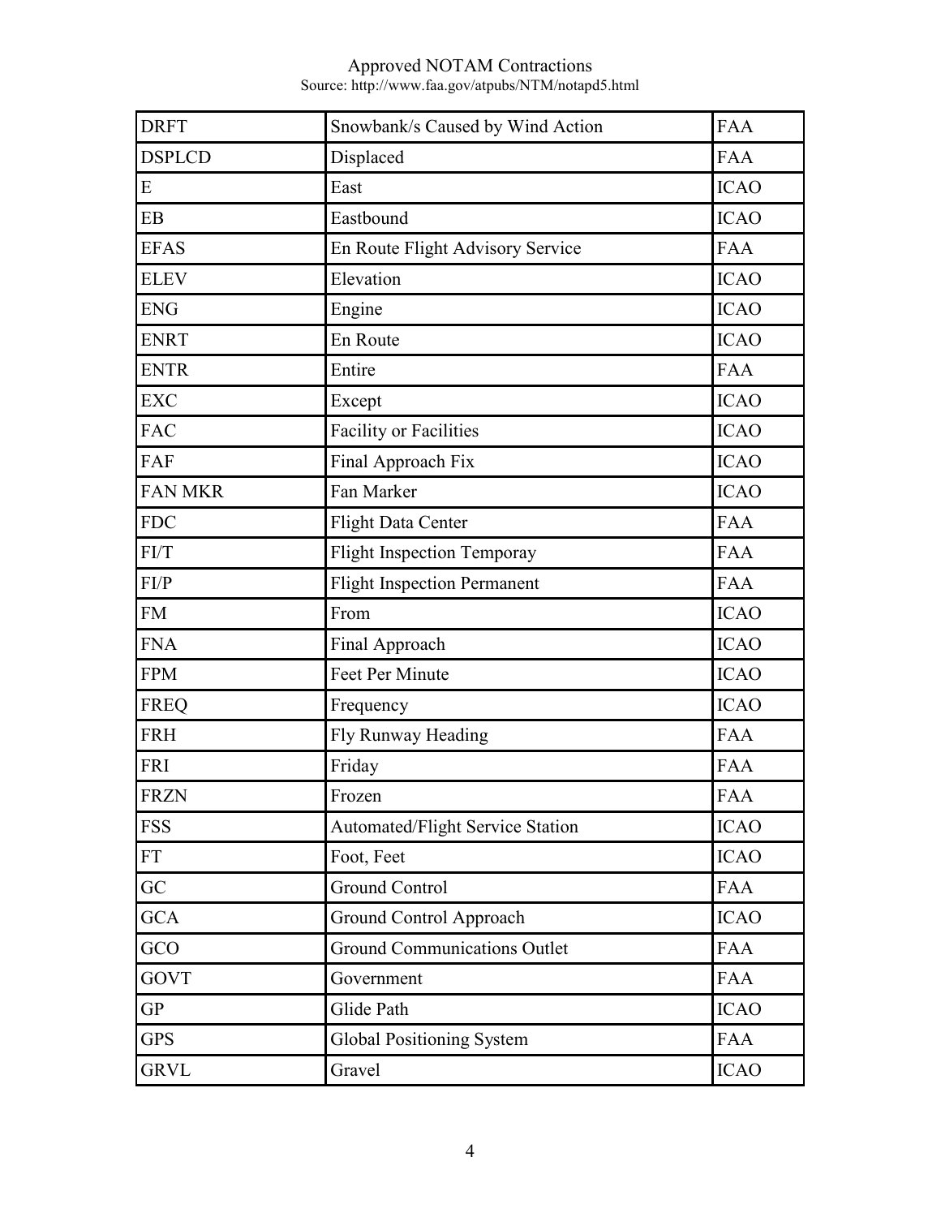Approved NOTAM Contractions
Source: http://www.faa.gov/atpubs/NTM/notapd5.html

| DRFT | Snowbank/s Caused by Wind Action | FAA |
|---|---|---|
| DSPLCD | Displaced | FAA |
| E | East | ICAO |
| EB | Eastbound | ICAO |
| EFAS | En Route Flight Advisory Service | FAA |
| ELEV | Elevation | ICAO |
| ENG | Engine | ICAO |
| ENRT | En Route | ICAO |
| ENTR | Entire | FAA |
| EXC | Except | ICAO |
| FAC | Facility or Facilities | ICAO |
| FAF | Final Approach Fix | ICAO |
| FAN MKR | Fan Marker | ICAO |
| FDC | Flight Data Center | FAA |
| FI/T | Flight Inspection Temporay | FAA |
| FI/P | Flight Inspection Permanent | FAA |
| FM | From | ICAO |
| FNA | Final Approach | ICAO |
| FPM | Feet Per Minute | ICAO |
| FREQ | Frequency | ICAO |
| FRH | Fly Runway Heading | FAA |
| FRI | Friday | FAA |
| FRZN | Frozen | FAA |
| FSS | Automated/Flight Service Station | ICAO |
| FT | Foot, Feet | ICAO |
| GC | Ground Control | FAA |
| GCA | Ground Control Approach | ICAO |
| GCO | Ground Communications Outlet | FAA |
| GOVT | Government | FAA |
| GP | Glide Path | ICAO |
| GPS | Global Positioning System | FAA |
| GRVL | Gravel | ICAO |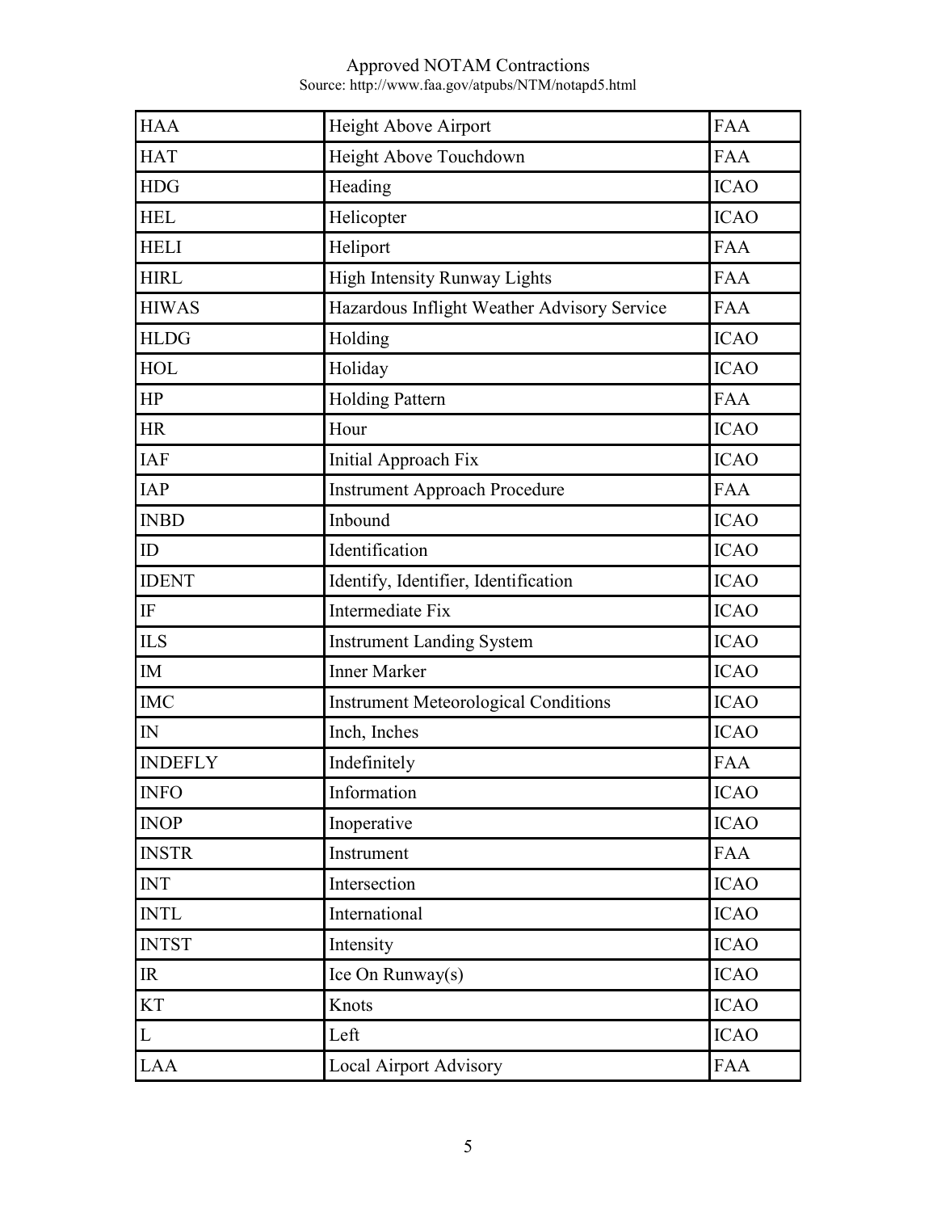| HAA | Height Above Airport | FAA |
| --- | --- | --- |
| HAT | Height Above Touchdown | FAA |
| HDG | Heading | ICAO |
| HEL | Helicopter | ICAO |
| HELI | Heliport | FAA |
| HIRL | High Intensity Runway Lights | FAA |
| HIWAS | Hazardous Inflight Weather Advisory Service | FAA |
| HLDG | Holding | ICAO |
| HOL | Holiday | ICAO |
| HP | Holding Pattern | FAA |
| HR | Hour | ICAO |
| IAF | Initial Approach Fix | ICAO |
| IAP | Instrument Approach Procedure | FAA |
| INBD | Inbound | ICAO |
| ID | Identification | ICAO |
| IDENT | Identify, Identifier, Identification | ICAO |
| IF | Intermediate Fix | ICAO |
| ILS | Instrument Landing System | ICAO |
| IM | Inner Marker | ICAO |
| IMC | Instrument Meteorological Conditions | ICAO |
| IN | Inch, Inches | ICAO |
| INDEFLY | Indefinitely | FAA |
| INFO | Information | ICAO |
| INOP | Inoperative | ICAO |
| INSTR | Instrument | FAA |
| INT | Intersection | ICAO |
| INTL | International | ICAO |
| INTST | Intensity | ICAO |
| IR | Ice On Runway(s) | ICAO |
| KT | Knots | ICAO |
| L | Left | ICAO |
| LAA | Local Airport Advisory | FAA |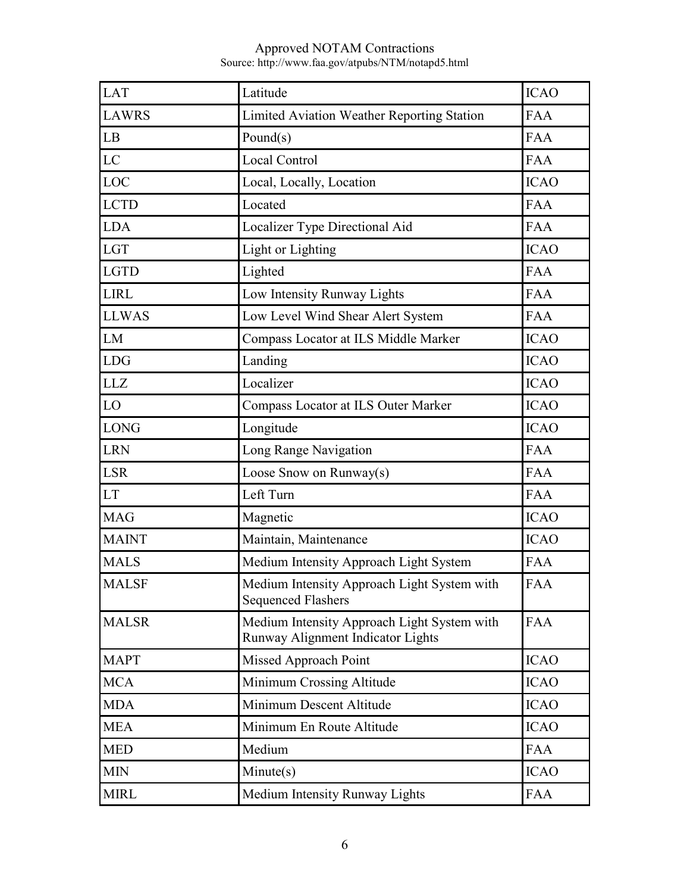| LAT | Latitude | ICAO |
|---|---|---|
| LAWRS | Limited Aviation Weather Reporting Station | FAA |
| LB | Pound(s) | FAA |
| LC | Local Control | FAA |
| LOC | Local, Locally, Location | ICAO |
| LCTD | Located | FAA |
| LDA | Localizer Type Directional Aid | FAA |
| LGT | Light or Lighting | ICAO |
| LGTD | Lighted | FAA |
| LIRL | Low Intensity Runway Lights | FAA |
| LLWAS | Low Level Wind Shear Alert System | FAA |
| LM | Compass Locator at ILS Middle Marker | ICAO |
| LDG | Landing | ICAO |
| LLZ | Localizer | ICAO |
| LO | Compass Locator at ILS Outer Marker | ICAO |
| LONG | Longitude | ICAO |
| LRN | Long Range Navigation | FAA |
| LSR | Loose Snow on Runway(s) | FAA |
| LT | Left Turn | FAA |
| MAG | Magnetic | ICAO |
| MAINT | Maintain, Maintenance | ICAO |
| MALS | Medium Intensity Approach Light System | FAA |
| MALSF | Medium Intensity Approach Light System with Sequenced Flashers | FAA |
| MALSR | Medium Intensity Approach Light System with Runway Alignment Indicator Lights | FAA |
| MAPT | Missed Approach Point | ICAO |
| MCA | Minimum Crossing Altitude | ICAO |
| MDA | Minimum Descent Altitude | ICAO |
| MEA | Minimum En Route Altitude | ICAO |
| MED | Medium | FAA |
| MIN | Minute(s) | ICAO |
| MIRL | Medium Intensity Runway Lights | FAA |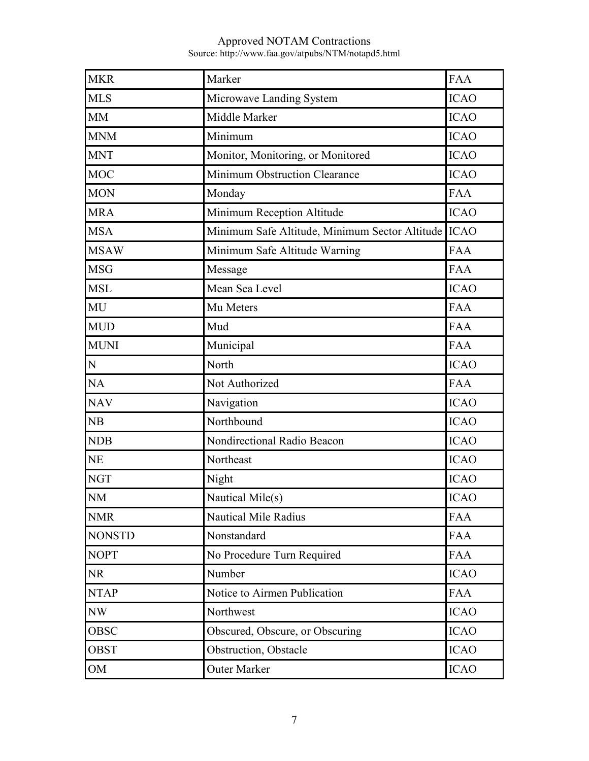Approved NOTAM Contractions
Source: http://www.faa.gov/atpubs/NTM/notapd5.html

| MKR | Marker | FAA |
|---|---|---|
| MLS | Microwave Landing System | ICAO |
| MM | Middle Marker | ICAO |
| MNM | Minimum | ICAO |
| MNT | Monitor, Monitoring, or Monitored | ICAO |
| MOC | Minimum Obstruction Clearance | ICAO |
| MON | Monday | FAA |
| MRA | Minimum Reception Altitude | ICAO |
| MSA | Minimum Safe Altitude, Minimum Sector Altitude | ICAO |
| MSAW | Minimum Safe Altitude Warning | FAA |
| MSG | Message | FAA |
| MSL | Mean Sea Level | ICAO |
| MU | Mu Meters | FAA |
| MUD | Mud | FAA |
| MUNI | Municipal | FAA |
| N | North | ICAO |
| NA | Not Authorized | FAA |
| NAV | Navigation | ICAO |
| NB | Northbound | ICAO |
| NDB | Nondirectional Radio Beacon | ICAO |
| NE | Northeast | ICAO |
| NGT | Night | ICAO |
| NM | Nautical Mile(s) | ICAO |
| NMR | Nautical Mile Radius | FAA |
| NONSTD | Nonstandard | FAA |
| NOPT | No Procedure Turn Required | FAA |
| NR | Number | ICAO |
| NTAP | Notice to Airmen Publication | FAA |
| NW | Northwest | ICAO |
| OBSC | Obscured, Obscure, or Obscuring | ICAO |
| OBST | Obstruction, Obstacle | ICAO |
| OM | Outer Marker | ICAO |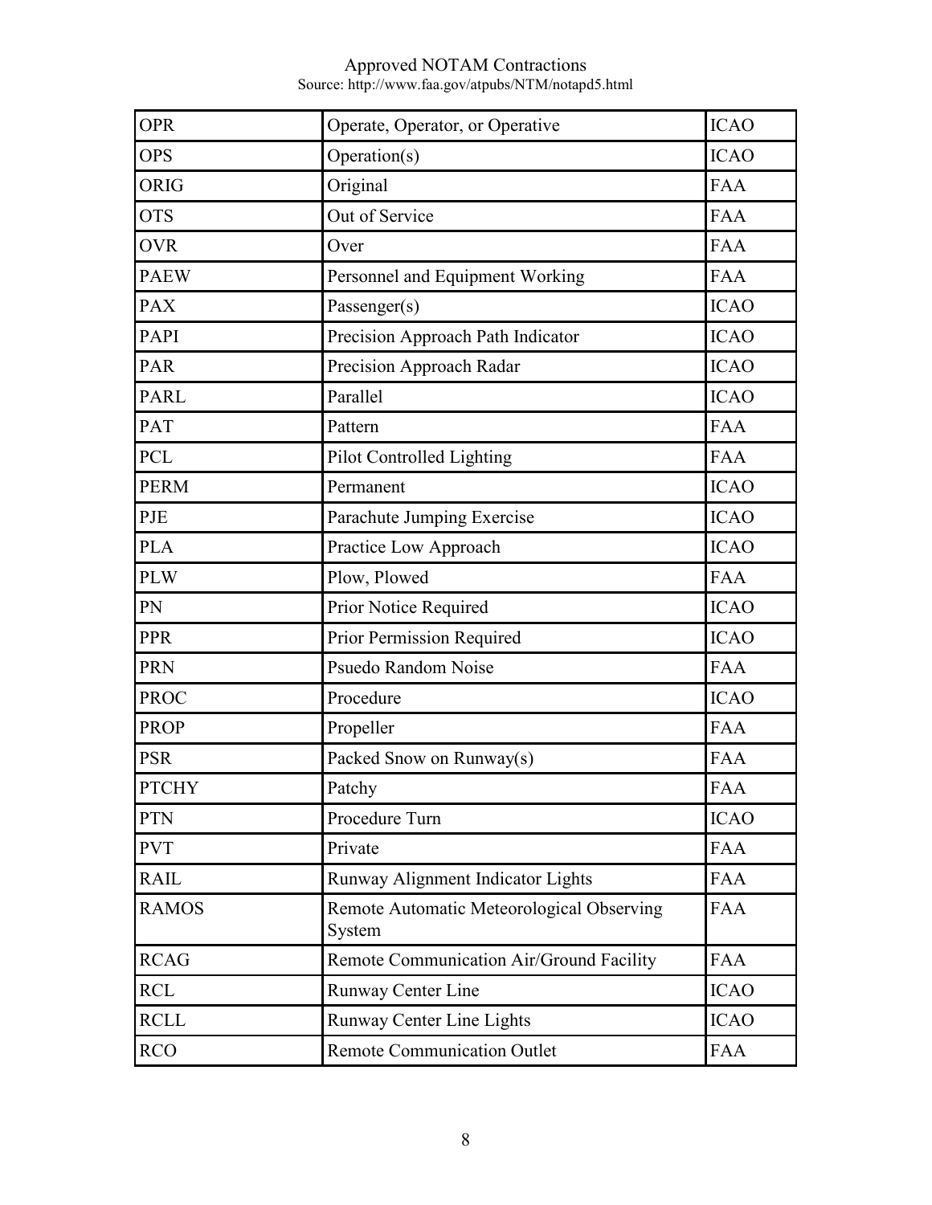Approved NOTAM Contractions
Source: http://www.faa.gov/atpubs/NTM/notapd5.html

| | | |
|---|---|---|
| OPR | Operate, Operator, or Operative | ICAO |
| OPS | Operation(s) | ICAO |
| ORIG | Original | FAA |
| OTS | Out of Service | FAA |
| OVR | Over | FAA |
| PAEW | Personnel and Equipment Working | FAA |
| PAX | Passenger(s) | ICAO |
| PAPI | Precision Approach Path Indicator | ICAO |
| PAR | Precision Approach Radar | ICAO |
| PARL | Parallel | ICAO |
| PAT | Pattern | FAA |
| PCL | Pilot Controlled Lighting | FAA |
| PERM | Permanent | ICAO |
| PJE | Parachute Jumping Exercise | ICAO |
| PLA | Practice Low Approach | ICAO |
| PLW | Plow, Plowed | FAA |
| PN | Prior Notice Required | ICAO |
| PPR | Prior Permission Required | ICAO |
| PRN | Psuedo Random Noise | FAA |
| PROC | Procedure | ICAO |
| PROP | Propeller | FAA |
| PSR | Packed Snow on Runway(s) | FAA |
| PTCHY | Patchy | FAA |
| PTN | Procedure Turn | ICAO |
| PVT | Private | FAA |
| RAIL | Runway Alignment Indicator Lights | FAA |
| RAMOS | Remote Automatic Meteorological Observing System | FAA |
| RCAG | Remote Communication Air/Ground Facility | FAA |
| RCL | Runway Center Line | ICAO |
| RCLL | Runway Center Line Lights | ICAO |
| RCO | Remote Communication Outlet | FAA |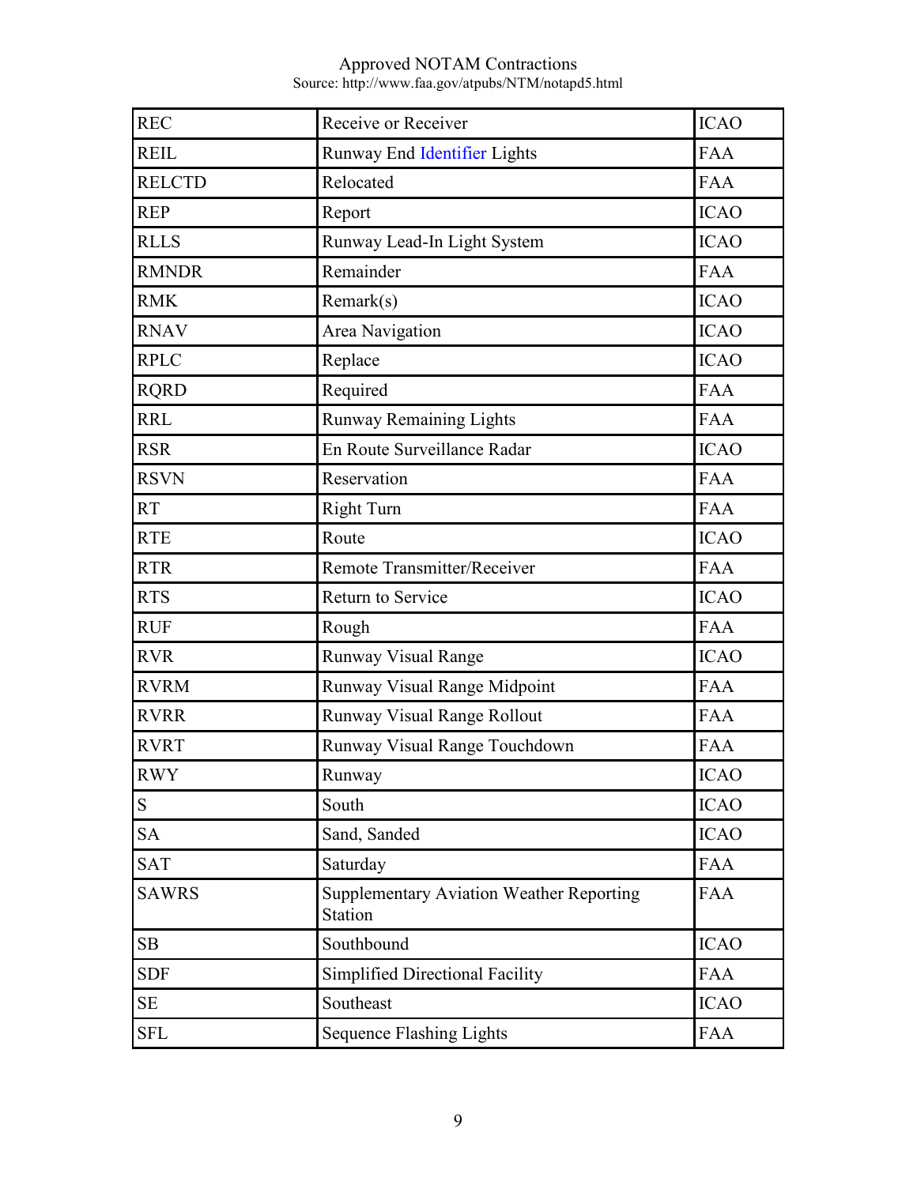Approved NOTAM Contractions
Source: http://www.faa.gov/atpubs/NTM/notapd5.html

| | | |
|---|---|---|
| REC | Receive or Receiver | ICAO |
| REIL | Runway End Identifier Lights | FAA |
| RELCTD | Relocated | FAA |
| REP | Report | ICAO |
| RLLS | Runway Lead-In Light System | ICAO |
| RMNDR | Remainder | FAA |
| RMK | Remark(s) | ICAO |
| RNAV | Area Navigation | ICAO |
| RPLC | Replace | ICAO |
| RQRD | Required | FAA |
| RRL | Runway Remaining Lights | FAA |
| RSR | En Route Surveillance Radar | ICAO |
| RSVN | Reservation | FAA |
| RT | Right Turn | FAA |
| RTE | Route | ICAO |
| RTR | Remote Transmitter/Receiver | FAA |
| RTS | Return to Service | ICAO |
| RUF | Rough | FAA |
| RVR | Runway Visual Range | ICAO |
| RVRM | Runway Visual Range Midpoint | FAA |
| RVRR | Runway Visual Range Rollout | FAA |
| RVRT | Runway Visual Range Touchdown | FAA |
| RWY | Runway | ICAO |
| S | South | ICAO |
| SA | Sand, Sanded | ICAO |
| SAT | Saturday | FAA |
| SAWRS | Supplementary Aviation Weather Reporting Station | FAA |
| SB | Southbound | ICAO |
| SDF | Simplified Directional Facility | FAA |
| SE | Southeast | ICAO |
| SFL | Sequence Flashing Lights | FAA |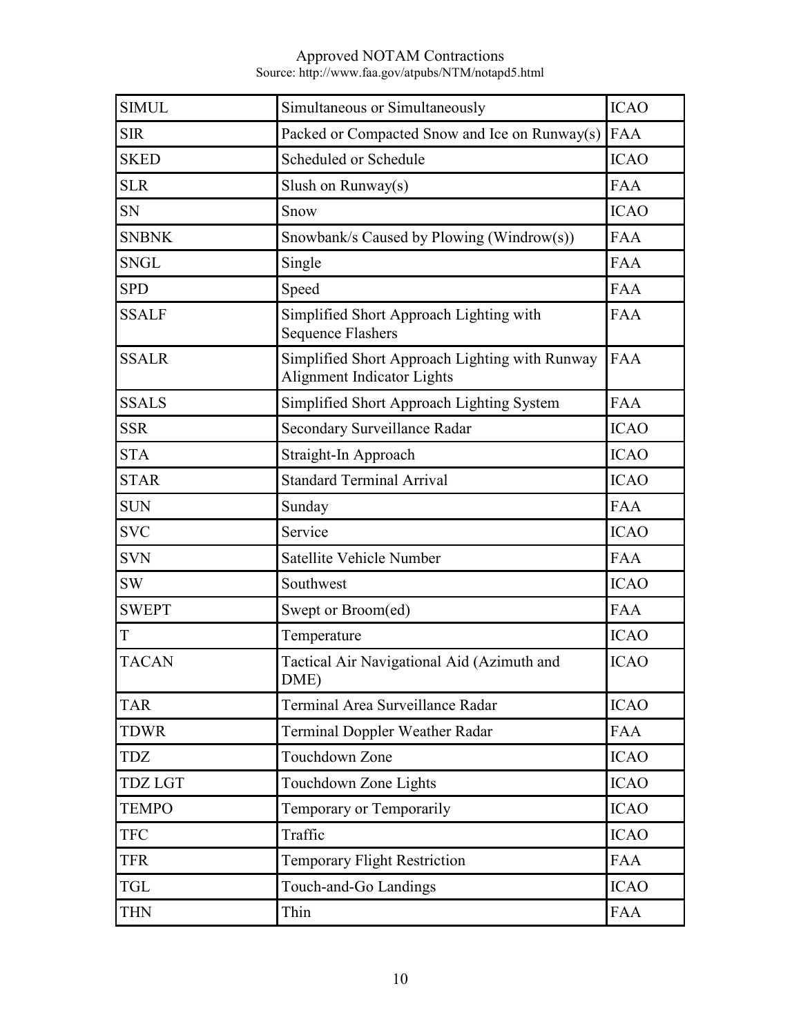Approved NOTAM Contractions
Source: http://www.faa.gov/atpubs/NTM/notapd5.html

| SIMUL | Simultaneous or Simultaneously | ICAO |
|---|---|---|
| SIR | Packed or Compacted Snow and Ice on Runway(s) | FAA |
| SKED | Scheduled or Schedule | ICAO |
| SLR | Slush on Runway(s) | FAA |
| SN | Snow | ICAO |
| SNBNK | Snowbank/s Caused by Plowing (Windrow(s)) | FAA |
| SNGL | Single | FAA |
| SPD | Speed | FAA |
| SSALF | Simplified Short Approach Lighting with Sequence Flashers | FAA |
| SSALR | Simplified Short Approach Lighting with Runway Alignment Indicator Lights | FAA |
| SSALS | Simplified Short Approach Lighting System | FAA |
| SSR | Secondary Surveillance Radar | ICAO |
| STA | Straight-In Approach | ICAO |
| STAR | Standard Terminal Arrival | ICAO |
| SUN | Sunday | FAA |
| SVC | Service | ICAO |
| SVN | Satellite Vehicle Number | FAA |
| SW | Southwest | ICAO |
| SWEPT | Swept or Broom(ed) | FAA |
| T | Temperature | ICAO |
| TACAN | Tactical Air Navigational Aid (Azimuth and DME) | ICAO |
| TAR | Terminal Area Surveillance Radar | ICAO |
| TDWR | Terminal Doppler Weather Radar | FAA |
| TDZ | Touchdown Zone | ICAO |
| TDZ LGT | Touchdown Zone Lights | ICAO |
| TEMPO | Temporary or Temporarily | ICAO |
| TFC | Traffic | ICAO |
| TFR | Temporary Flight Restriction | FAA |
| TGL | Touch-and-Go Landings | ICAO |
| THN | Thin | FAA |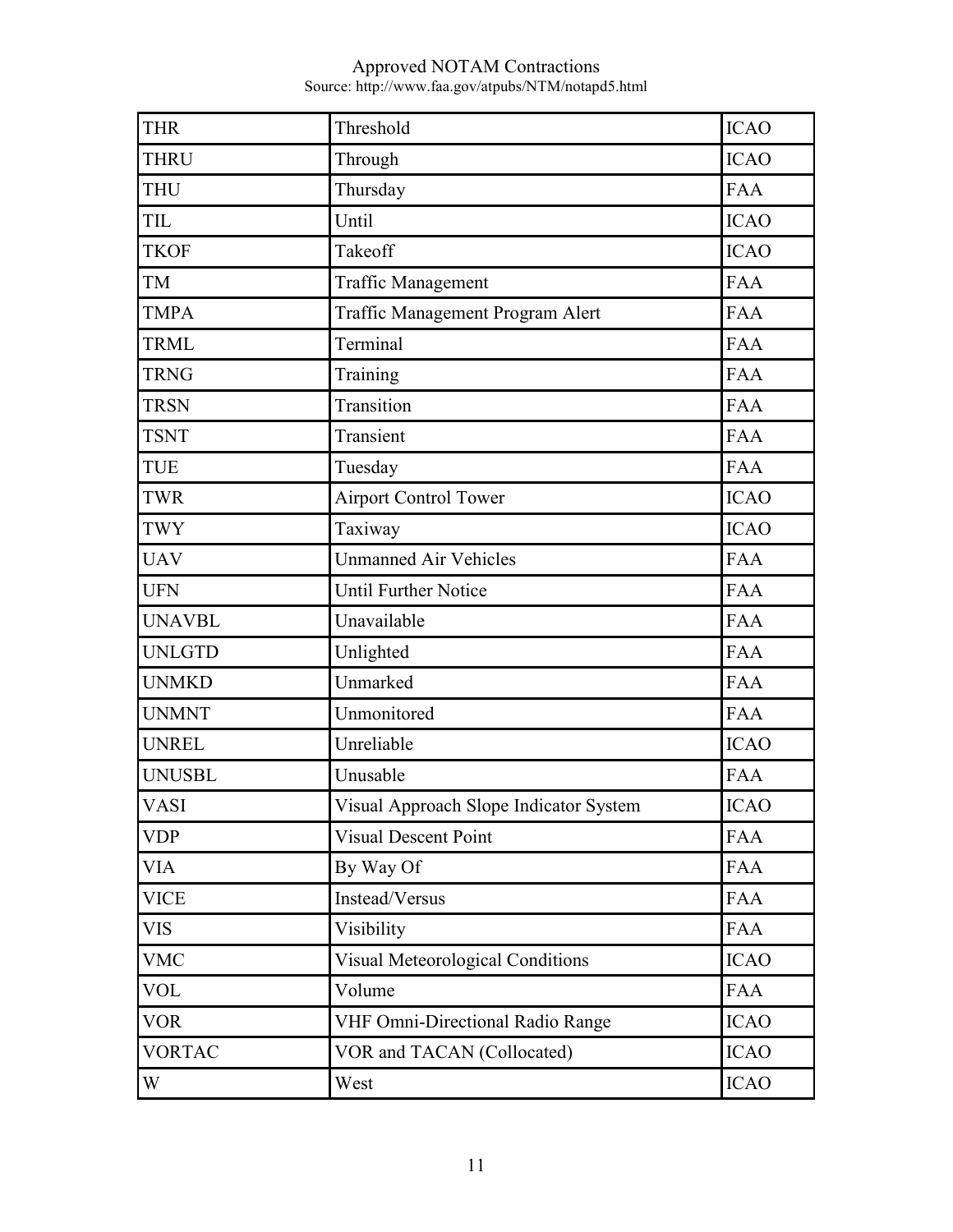| THR | Threshold | ICAO |
|---|---|---|
| THRU | Through | ICAO |
| THU | Thursday | FAA |
| TIL | Until | ICAO |
| TKOF | Takeoff | ICAO |
| TM | Traffic Management | FAA |
| TMPA | Traffic Management Program Alert | FAA |
| TRML | Terminal | FAA |
| TRNG | Training | FAA |
| TRSN | Transition | FAA |
| TSNT | Transient | FAA |
| TUE | Tuesday | FAA |
| TWR | Airport Control Tower | ICAO |
| TWY | Taxiway | ICAO |
| UAV | Unmanned Air Vehicles | FAA |
| UFN | Until Further Notice | FAA |
| UNAVBL | Unavailable | FAA |
| UNLGTD | Unlighted | FAA |
| UNMKD | Unmarked | FAA |
| UNMNT | Unmonitored | FAA |
| UNREL | Unreliable | ICAO |
| UNUSBL | Unusable | FAA |
| VASI | Visual Approach Slope Indicator System | ICAO |
| VDP | Visual Descent Point | FAA |
| VIA | By Way Of | FAA |
| VICE | Instead/Versus | FAA |
| VIS | Visibility | FAA |
| VMC | Visual Meteorological Conditions | ICAO |
| VOL | Volume | FAA |
| VOR | VHF Omni-Directional Radio Range | ICAO |
| VORTAC | VOR and TACAN (Collocated) | ICAO |
| W | West | ICAO |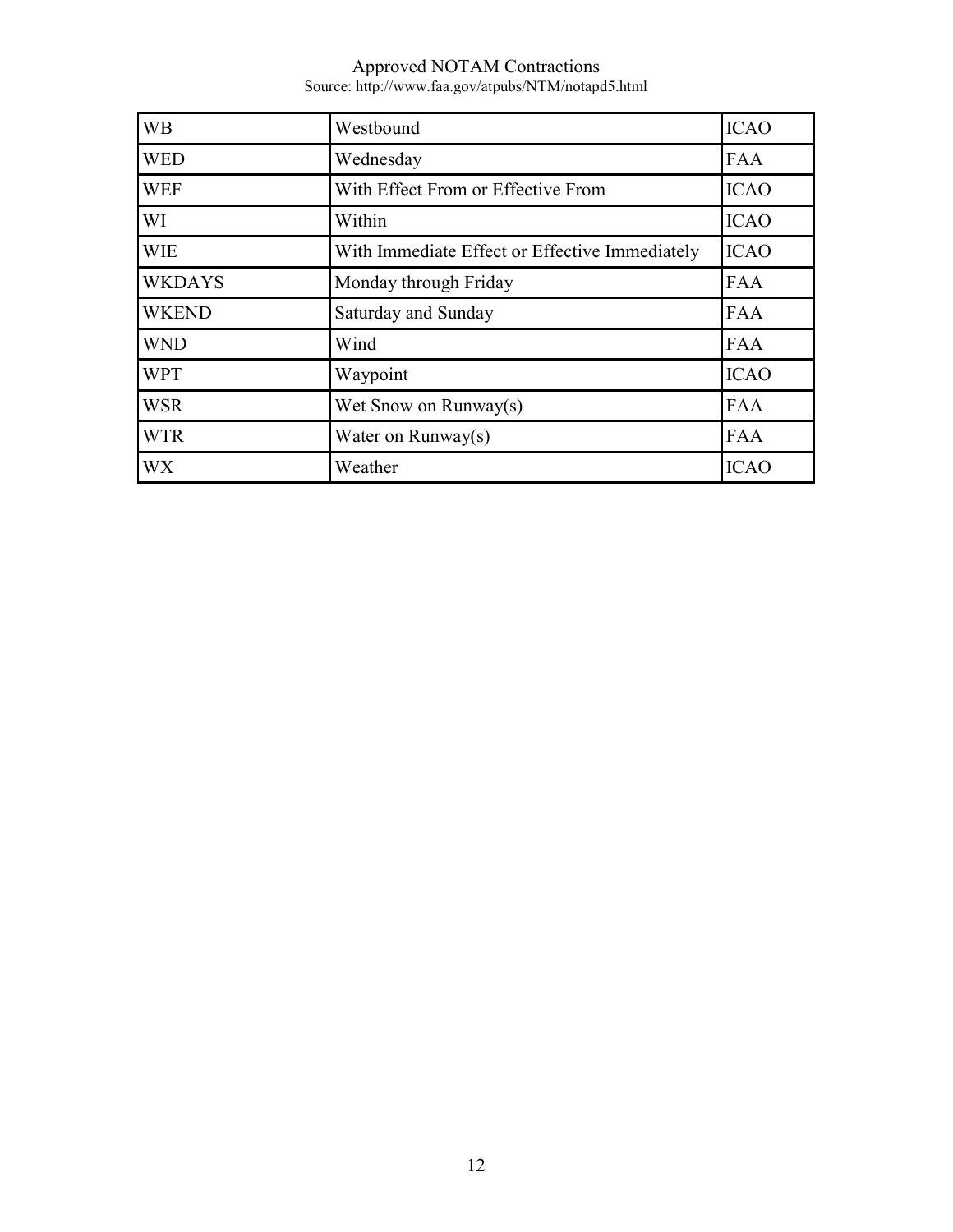Approved NOTAM Contractions
Source: http://www.faa.gov/atpubs/NTM/notapd5.html

| | | |
|---|---|---|
| WB | Westbound | ICAO |
| WED | Wednesday | FAA |
| WEF | With Effect From or Effective From | ICAO |
| WI | Within | ICAO |
| WIE | With Immediate Effect or Effective Immediately | ICAO |
| WKDAYS | Monday through Friday | FAA |
| WKEND | Saturday and Sunday | FAA |
| WND | Wind | FAA |
| WPT | Waypoint | ICAO |
| WSR | Wet Snow on Runway(s) | FAA |
| WTR | Water on Runway(s) | FAA |
| WX | Weather | ICAO |